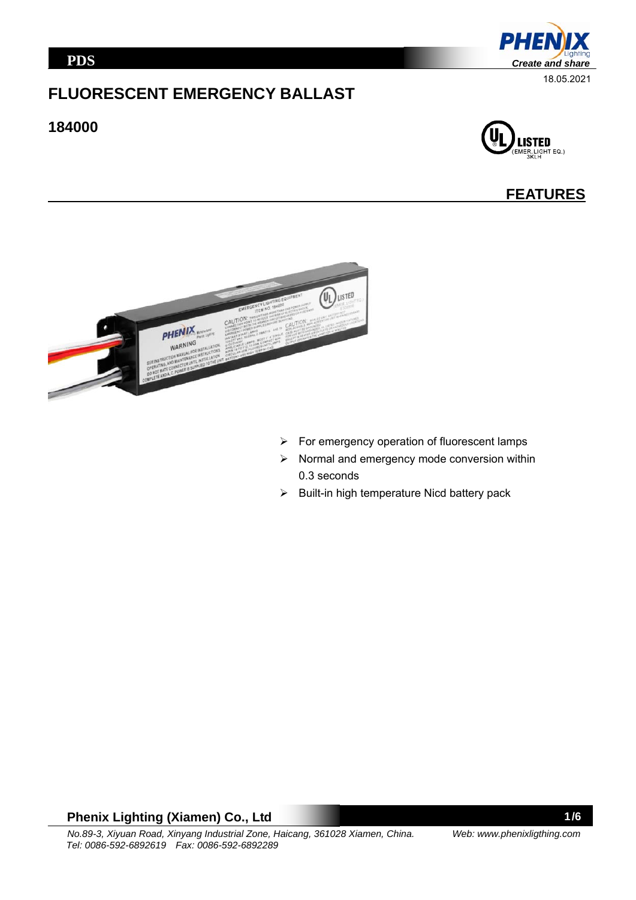# FLUORESCENT EMERGENCY BALLAST

## 184000

18.05.2021

## FEATURES

- For emergency operation of fluorescent lamps
- Normal and emergency mode conversion within 0.3 seconds
- Built-in high temperature Nicd battery pack

**Phenix Lighting (Xiamen) Co., Ltd**

*No.89-3, Xiyuan Road, Xinyang Industrial Zone, Haicang, 361028 Xiamen, China.* *Web: www.phenixligthing.com*
*Tel: 0086-592-6892619 Fax: 0086-592-6892289*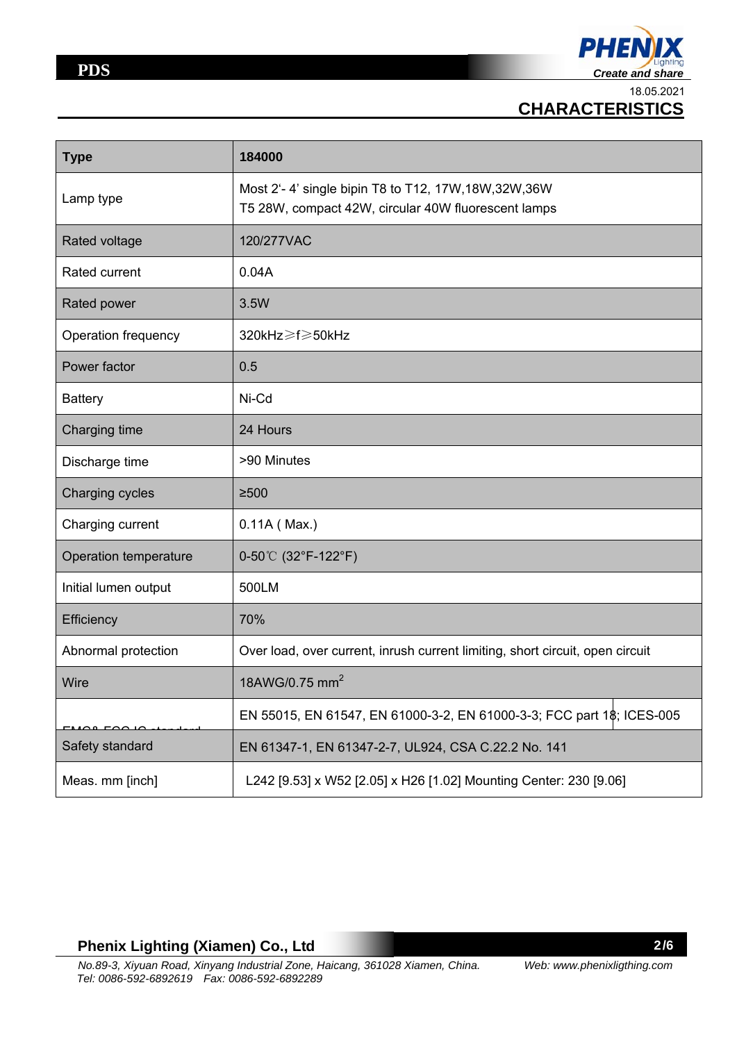18.05.2021

# CHARACTERISTICS

| Type | 184000 |
|---|---|
| Lamp type | Most 2'- 4' single bipin T8 to T12, 17W,18W,32W,36W<br>T5 28W, compact 42W, circular 40W fluorescent lamps |
| Rated voltage | 120/277VAC |
| Rated current | 0.04A |
| Rated power | 3.5W |
| Operation frequency | 320kHz≥f≥50kHz |
| Power factor | 0.5 |
| Battery | Ni-Cd |
| Charging time | 24 Hours |
| Discharge time | >90 Minutes |
| Charging cycles | ≥500 |
| Charging current | 0.11A ( Max.) |
| Operation temperature | 0-50℃ (32°F-122°F) |
| Initial lumen output | 500LM |
| Efficiency | 70% |
| Abnormal protection | Over load, over current, inrush current limiting, short circuit, open circuit |
| Wire | 18AWG/0.75 mm$^2$ |
| EMC& FCC IC standard | EN 55015, EN 61547, EN 61000-3-2, EN 61000-3-3; FCC part 18; ICES-005 |
| Safety standard | EN 61347-1, EN 61347-2-7, UL924, CSA C.22.2 No. 141 |
| Meas. mm [inch] | L242 [9.53] x W52 [2.05] x H26 [1.02] Mounting Center: 230 [9.06] |

**Phenix Lighting (Xiamen) Co., Ltd**

*No.89-3, Xiyuan Road, Xinyang Industrial Zone, Haicang, 361028 Xiamen, China.* *Web: www.phenixligthing.com*
*Tel: 0086-592-6892619 Fax: 0086-592-6892289*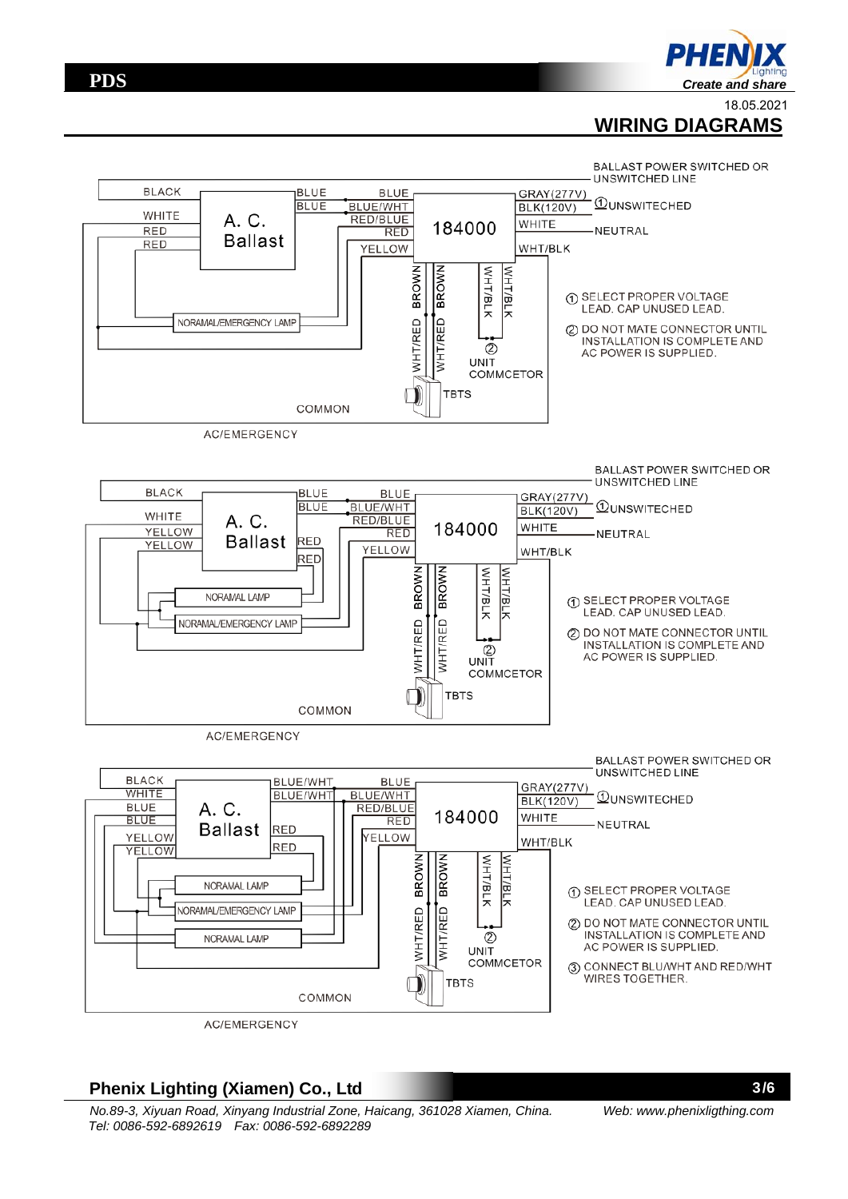18.05.2021

## WIRING DIAGRAMS

BLACK
WHITE
RED
RED
A. C. Ballast
BLUE
BLUE
BLUE
BLUE/WHT
RED/BLUE
RED
YELLOW
184000
GRAY(277V)
BLK(120V)
WHITE
WHT/BLK
BALLAST POWER SWITCHED OR UNSWITCHED LINE
① UNSWITECHED
NEUTRAL
BROWN
BROWN
WHT/RED
WHT/RED
WHT/BLK
WHT/BLK
② UNIT COMMCETOR
TBTS
NORAMAL/EMERGENCY LAMP
COMMON
AC/EMERGENCY

① SELECT PROPER VOLTAGE LEAD. CAP UNUSED LEAD.

② DO NOT MATE CONNECTOR UNTIL INSTALLATION IS COMPLETE AND AC POWER IS SUPPLIED.

BLACK
WHITE
YELLOW
YELLOW
A. C. Ballast
BLUE
BLUE
RED
RED
BLUE
BLUE/WHT
RED/BLUE
RED
YELLOW
184000
GRAY(277V)
BLK(120V)
WHITE
WHT/BLK
BALLAST POWER SWITCHED OR UNSWITCHED LINE
① UNSWITECHED
NEUTRAL
BROWN
BROWN
WHT/RED
WHT/RED
WHT/BLK
WHT/BLK
② UNIT COMMCETOR
TBTS
NORAMAL LAMP
NORAMAL/EMERGENCY LAMP
COMMON
AC/EMERGENCY

① SELECT PROPER VOLTAGE LEAD. CAP UNUSED LEAD.

② DO NOT MATE CONNECTOR UNTIL INSTALLATION IS COMPLETE AND AC POWER IS SUPPLIED.

BLACK
WHITE
BLUE
BLUE
YELLOW
YELLOW
A. C. Ballast
BLUE/WHT
BLUE/WHT
RED
RED
BLUE
BLUE/WHT
RED/BLUE
RED
YELLOW
184000
GRAY(277V)
BLK(120V)
WHITE
WHT/BLK
BALLAST POWER SWITCHED OR UNSWITCHED LINE
① UNSWITECHED
NEUTRAL
BROWN
BROWN
WHT/RED
WHT/RED
WHT/BLK
WHT/BLK
② UNIT COMMCETOR
TBTS
NORAMAL LAMP
NORAMAL/EMERGENCY LAMP
NORAMAL LAMP
COMMON
AC/EMERGENCY

① SELECT PROPER VOLTAGE LEAD. CAP UNUSED LEAD.

② DO NOT MATE CONNECTOR UNTIL INSTALLATION IS COMPLETE AND AC POWER IS SUPPLIED.

③ CONNECT BLU/WHT AND RED/WHT WIRES TOGETHER.

**Phenix Lighting (Xiamen) Co., Ltd**

*No.89-3, Xiyuan Road, Xinyang Industrial Zone, Haicang, 361028 Xiamen, China.* *Web: www.phenixligthing.com*
*Tel: 0086-592-6892619 Fax: 0086-592-6892289*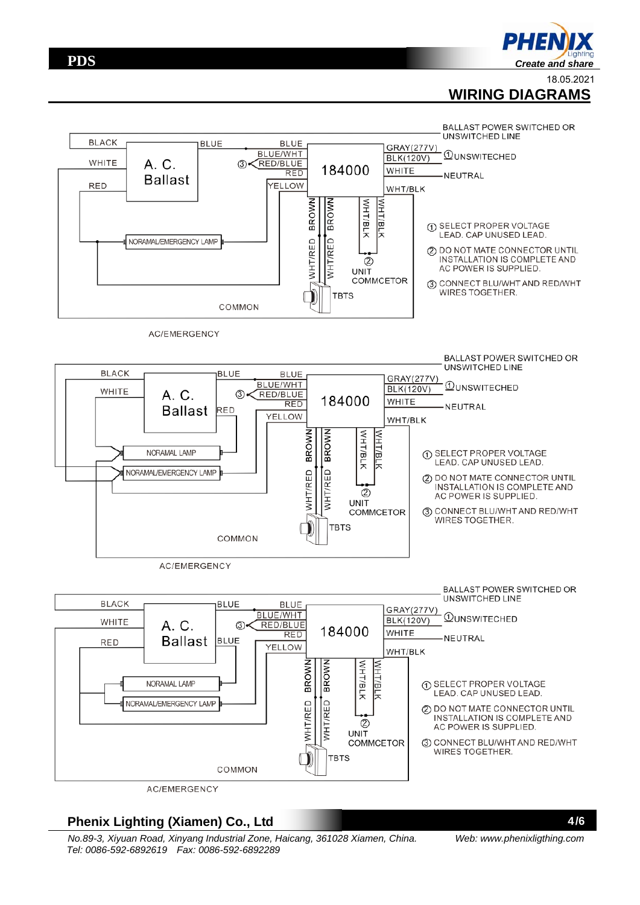18.05.2021

# WIRING DIAGRAMS

BLACK | BLUE | BLUE | GRAY(277V)
WHITE | A. C. Ballast | ③ BLUE/WHT, RED/BLUE | 184000 | BLK(120V) | ① UNSWITECHED
RED | RED | WHITE | NEUTRAL
YELLOW | WHT/BLK
BROWN | BROWN | WHT/BLK | WHT/BLK
WHT/RED | WHT/RED | ② UNIT COMMCETOR
NORAMAL/EMERGENCY LAMP
TBTS
COMMON

BALLAST POWER SWITCHED OR UNSWITCHED LINE

① SELECT PROPER VOLTAGE LEAD. CAP UNUSED LEAD.

② DO NOT MATE CONNECTOR UNTIL INSTALLATION IS COMPLETE AND AC POWER IS SUPPLIED.

③ CONNECT BLU/WHT AND RED/WHT WIRES TOGETHER.

AC/EMERGENCY

BLACK | BLUE | BLUE | GRAY(277V)
WHITE | A. C. Ballast | ③ BLUE/WHT, RED/BLUE | 184000 | BLK(120V) | ① UNSWITECHED
RED | RED | WHITE | NEUTRAL
YELLOW | WHT/BLK
NORAMAL LAMP
NORAMAL/EMERGENCY LAMP
BROWN | BROWN | WHT/BLK | WHT/BLK
WHT/RED | WHT/RED | ② UNIT COMMCETOR
TBTS
COMMON

BALLAST POWER SWITCHED OR UNSWITCHED LINE

① SELECT PROPER VOLTAGE LEAD. CAP UNUSED LEAD.

② DO NOT MATE CONNECTOR UNTIL INSTALLATION IS COMPLETE AND AC POWER IS SUPPLIED.

③ CONNECT BLU/WHT AND RED/WHT WIRES TOGETHER.

AC/EMERGENCY

BLACK | BLUE | BLUE | GRAY(277V)
WHITE | A. C. Ballast | ③ BLUE/WHT, RED/BLUE | 184000 | BLK(120V) | ① UNSWITECHED
RED | BLUE | RED | WHITE | NEUTRAL
YELLOW | WHT/BLK
NORAMAL LAMP
NORAMAL/EMERGENCY LAMP
BROWN | BROWN | WHT/BLK | WHT/BLK
WHT/RED | WHT/RED | ② UNIT COMMCETOR
TBTS
COMMON

BALLAST POWER SWITCHED OR UNSWITCHED LINE

① SELECT PROPER VOLTAGE LEAD. CAP UNUSED LEAD.

② DO NOT MATE CONNECTOR UNTIL INSTALLATION IS COMPLETE AND AC POWER IS SUPPLIED.

③ CONNECT BLU/WHT AND RED/WHT WIRES TOGETHER.

AC/EMERGENCY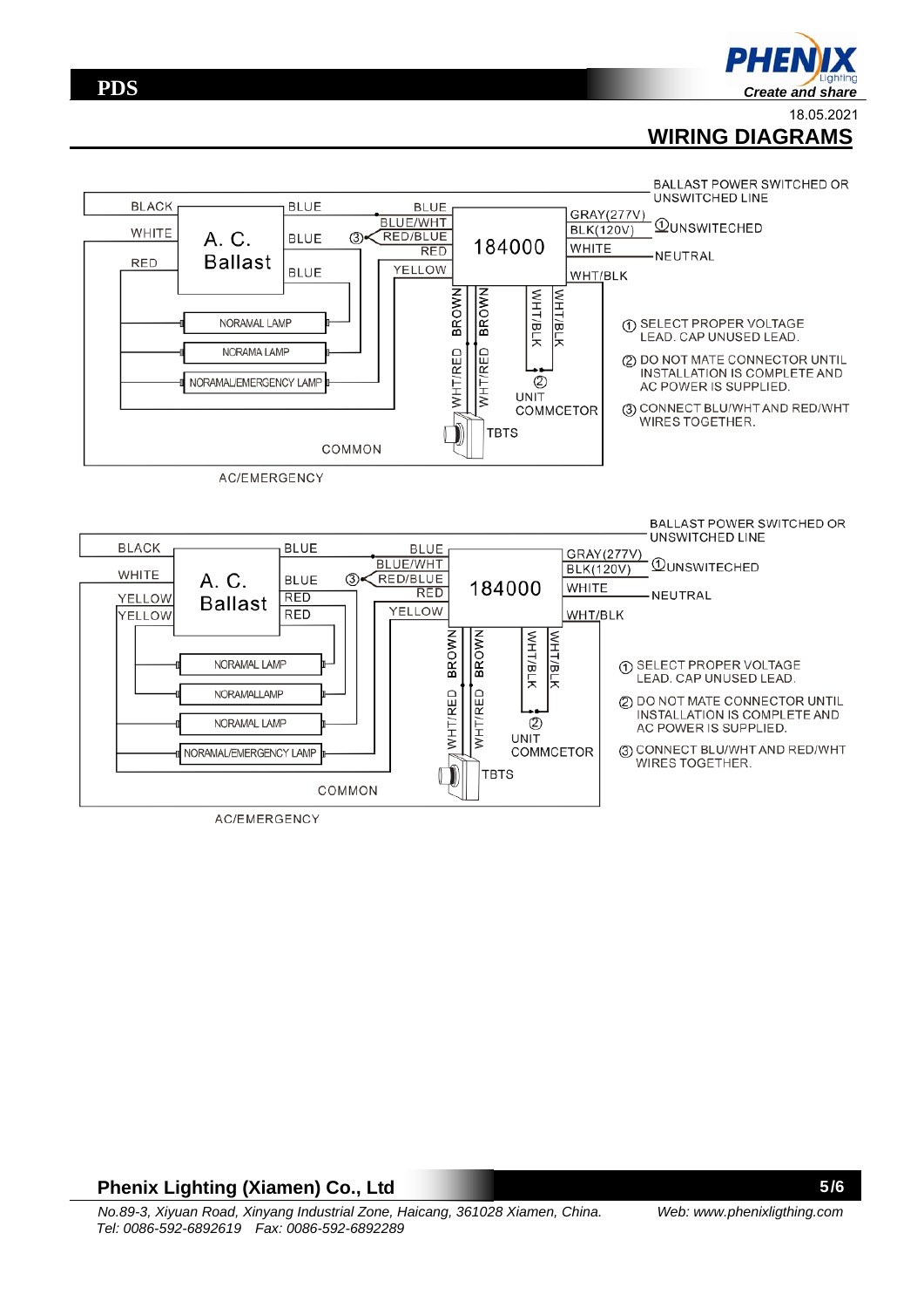18.05.2021

# WIRING DIAGRAMS

BALLAST POWER SWITCHED OR UNSWITCHED LINE

BLACK BLUE BLUE
WHITE A. C. Ballast BLUE ③ BLUE/WHT RED/BLUE RED
RED BLUE YELLOW
184000
GRAY(277V) BLK(120V) ①UNSWITECHED
WHITE NEUTRAL
WHT/BLK

NORAVAL LAMP
NORAMA LAMP
NORAMAL/EMERGENCY LAMP

BROWN WHT/RED BROWN WHT/RED WHT/BLK WHT/BLK
② UNIT COMMCETOR
TBTS
COMMON

AC/EMERGENCY

① SELECT PROPER VOLTAGE LEAD. CAP UNUSED LEAD.

② DO NOT MATE CONNECTOR UNTIL INSTALLATION IS COMPLETE AND AC POWER IS SUPPLIED.

③ CONNECT BLU/WHT AND RED/WHT WIRES TOGETHER.

BALLAST POWER SWITCHED OR UNSWITCHED LINE

BLACK BLUE BLUE
WHITE A. C. Ballast BLUE ③ BLUE/WHT RED/BLUE RED
YELLOW RED
YELLOW RED YELLOW
184000
GRAY(277V) BLK(120V) ①UNSWITECHED
WHITE NEUTRAL
WHT/BLK

NORAMAL LAMP
NORAMALLAMP
NORAMAL LAMP
NORAMAL/EMERGENCY LAMP

BROWN WHT/RED BROWN WHT/RED WHT/BLK WHT/BLK
② UNIT COMMCETOR
TBTS
COMMON

AC/EMERGENCY

① SELECT PROPER VOLTAGE LEAD. CAP UNUSED LEAD.

② DO NOT MATE CONNECTOR UNTIL INSTALLATION IS COMPLETE AND AC POWER IS SUPPLIED.

③ CONNECT BLU/WHT AND RED/WHT WIRES TOGETHER.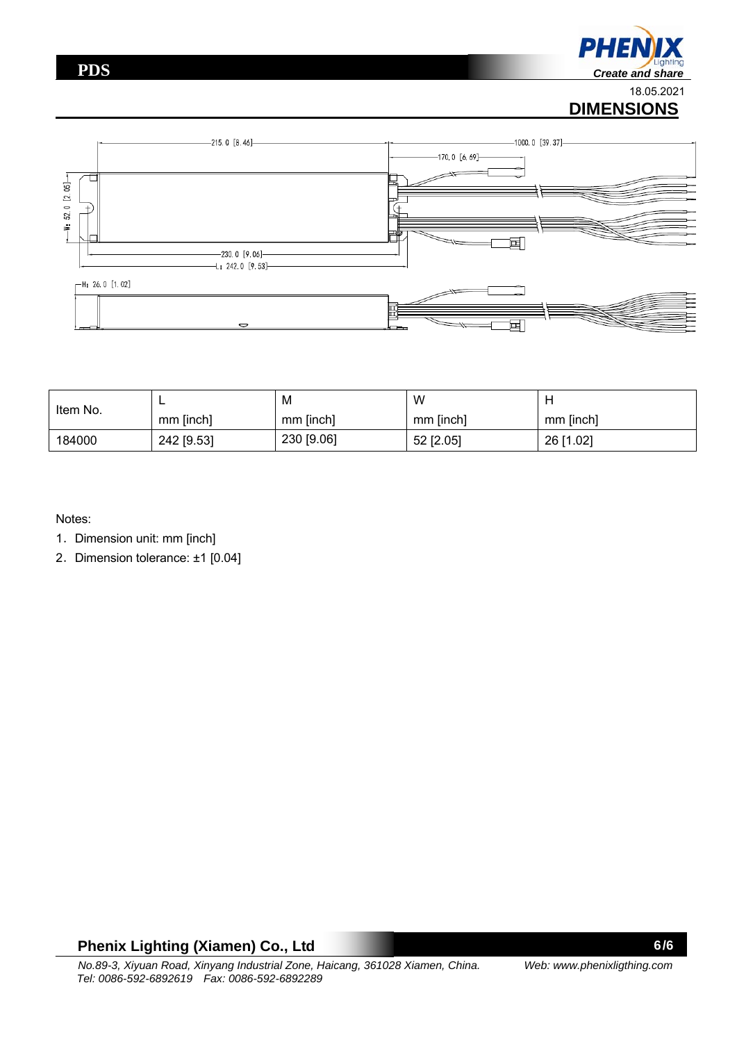18.05.2021

## DIMENSIONS

215.0 [8.46]

1000.0 [39.37]

170.0 [6.69]

W: 52.0 [2.05]

230.0 [9.06]

L: 242.0 [9.53]

H: 26.0 [1.02]

| Item No. | L<br>mm [inch] | M<br>mm [inch] | W<br>mm [inch] | H<br>mm [inch] |
|---|---|---|---|---|
| 184000 | 242 [9.53] | 230 [9.06] | 52 [2.05] | 26 [1.02] |

Notes:

1. Dimension unit: mm [inch]
2. Dimension tolerance: ±1 [0.04]

**Phenix Lighting (Xiamen) Co., Ltd**

*No.89-3, Xiyuan Road, Xinyang Industrial Zone, Haicang, 361028 Xiamen, China.* *Web: www.phenixligthing.com*
*Tel: 0086-592-6892619 Fax: 0086-592-6892289*